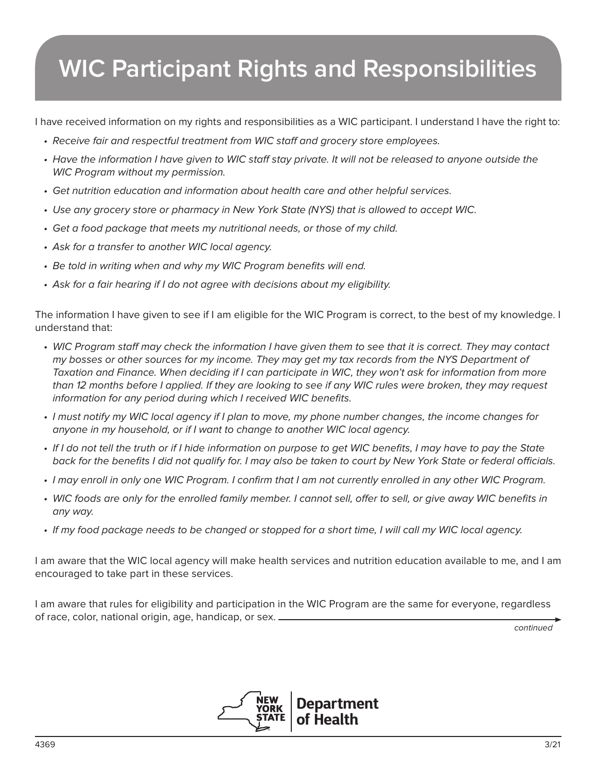# WIC Participant Rights and Responsibilities

I have received information on my rights and responsibilities as a WIC participant. I understand I have the right to:

- *Receive fair and respectful treatment from WIC staff and grocery store employees.*
- *Have the information I have given to WIC staff stay private. It will not be released to anyone outside the WIC Program without my permission.*
- *Get nutrition education and information about health care and other helpful services.*
- *Use any grocery store or pharmacy in New York State (NYS) that is allowed to accept WIC.*
- *Get a food package that meets my nutritional needs, or those of my child.*
- *Ask for a transfer to another WIC local agency.*
- *Be told in writing when and why my WIC Program benefits will end.*
- *Ask for a fair hearing if I do not agree with decisions about my eligibility.*

The information I have given to see if I am eligible for the WIC Program is correct, to the best of my knowledge. I understand that:

- *WIC Program staff may check the information I have given them to see that it is correct. They may contact my bosses or other sources for my income. They may get my tax records from the NYS Department of Taxation and Finance. When deciding if I can participate in WIC, they won't ask for information from more than 12 months before I applied. If they are looking to see if any WIC rules were broken, they may request information for any period during which I received WIC benefits.*
- *I must notify my WIC local agency if I plan to move, my phone number changes, the income changes for anyone in my household, or if I want to change to another WIC local agency.*
- *If I do not tell the truth or if I hide information on purpose to get WIC benefits, I may have to pay the State back for the benefits I did not qualify for. I may also be taken to court by New York State or federal officials.*
- *I may enroll in only one WIC Program. I confirm that I am not currently enrolled in any other WIC Program.*
- *WIC foods are only for the enrolled family member. I cannot sell, offer to sell, or give away WIC benefits in any way.*
- *If my food package needs to be changed or stopped for a short time, I will call my WIC local agency.*

I am aware that the WIC local agency will make health services and nutrition education available to me, and I am encouraged to take part in these services.

I am aware that rules for eligibility and participation in the WIC Program are the same for everyone, regardless of race, color, national origin, age, handicap, or sex.

*continued*

NEW YORK STATE | Department of Health

4369 3/21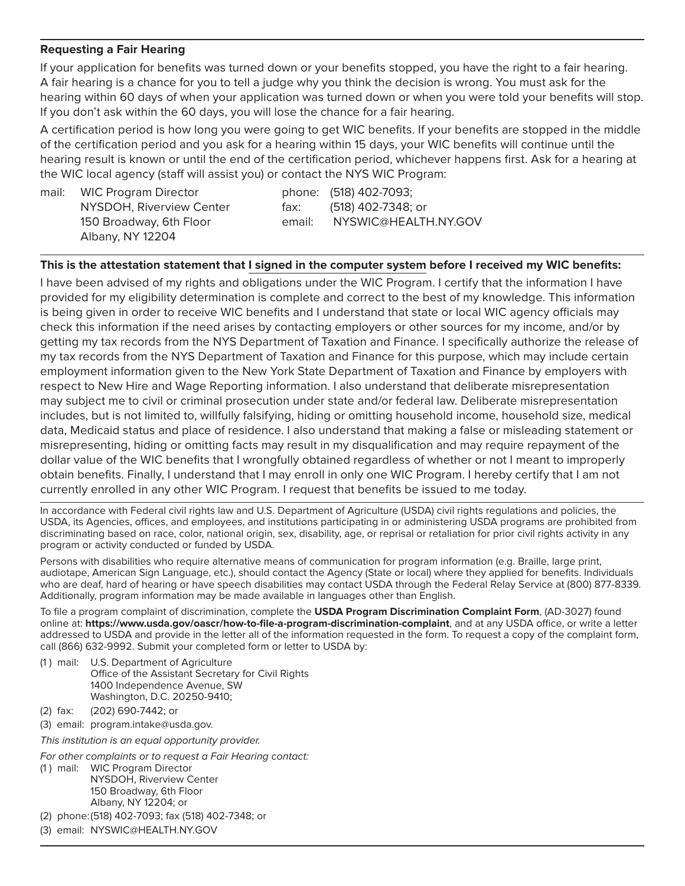**Requesting a Fair Hearing**

If your application for benefits was turned down or your benefits stopped, you have the right to a fair hearing. A fair hearing is a chance for you to tell a judge why you think the decision is wrong. You must ask for the hearing within 60 days of when your application was turned down or when you were told your benefits will stop. If you don't ask within the 60 days, you will lose the chance for a fair hearing.

A certification period is how long you were going to get WIC benefits. If your benefits are stopped in the middle of the certification period and you ask for a hearing within 15 days, your WIC benefits will continue until the hearing result is known or until the end of the certification period, whichever happens first. Ask for a hearing at the WIC local agency (staff will assist you) or contact the NYS WIC Program:

mail: WIC Program Director
NYSDOH, Riverview Center
150 Broadway, 6th Floor
Albany, NY 12204

phone: (518) 402-7093;
fax: (518) 402-7348; or
email: NYSWIC@HEALTH.NY.GOV

**This is the attestation statement that I signed in the computer system before I received my WIC benefits:**

I have been advised of my rights and obligations under the WIC Program. I certify that the information I have provided for my eligibility determination is complete and correct to the best of my knowledge. This information is being given in order to receive WIC benefits and I understand that state or local WIC agency officials may check this information if the need arises by contacting employers or other sources for my income, and/or by getting my tax records from the NYS Department of Taxation and Finance. I specifically authorize the release of my tax records from the NYS Department of Taxation and Finance for this purpose, which may include certain employment information given to the New York State Department of Taxation and Finance by employers with respect to New Hire and Wage Reporting information. I also understand that deliberate misrepresentation may subject me to civil or criminal prosecution under state and/or federal law. Deliberate misrepresentation includes, but is not limited to, willfully falsifying, hiding or omitting household income, household size, medical data, Medicaid status and place of residence. I also understand that making a false or misleading statement or misrepresenting, hiding or omitting facts may result in my disqualification and may require repayment of the dollar value of the WIC benefits that I wrongfully obtained regardless of whether or not I meant to improperly obtain benefits. Finally, I understand that I may enroll in only one WIC Program. I hereby certify that I am not currently enrolled in any other WIC Program. I request that benefits be issued to me today.

In accordance with Federal civil rights law and U.S. Department of Agriculture (USDA) civil rights regulations and policies, the USDA, its Agencies, offices, and employees, and institutions participating in or administering USDA programs are prohibited from discriminating based on race, color, national origin, sex, disability, age, or reprisal or retaliation for prior civil rights activity in any program or activity conducted or funded by USDA.

Persons with disabilities who require alternative means of communication for program information (e.g. Braille, large print, audiotape, American Sign Language, etc.), should contact the Agency (State or local) where they applied for benefits. Individuals who are deaf, hard of hearing or have speech disabilities may contact USDA through the Federal Relay Service at (800) 877-8339. Additionally, program information may be made available in languages other than English.

To file a program complaint of discrimination, complete the **USDA Program Discrimination Complaint Form**, (AD-3027) found online at: **https://www.usda.gov/oascr/how-to-file-a-program-discrimination-complaint**, and at any USDA office, or write a letter addressed to USDA and provide in the letter all of the information requested in the form. To request a copy of the complaint form, call (866) 632-9992. Submit your completed form or letter to USDA by:

(1) mail: U.S. Department of Agriculture
Office of the Assistant Secretary for Civil Rights
1400 Independence Avenue, SW
Washington, D.C. 20250-9410;

(2) fax: (202) 690-7442; or

(3) email: program.intake@usda.gov.

*This institution is an equal opportunity provider.*

*For other complaints or to request a Fair Hearing contact:*

(1) mail: WIC Program Director
NYSDOH, Riverview Center
150 Broadway, 6th Floor
Albany, NY 12204; or

(2) phone: (518) 402-7093; fax (518) 402-7348; or

(3) email: NYSWIC@HEALTH.NY.GOV